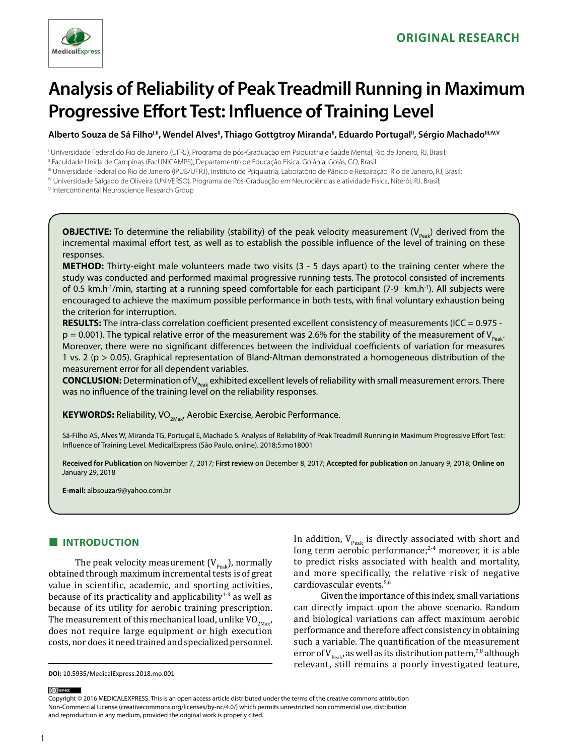ORIGINAL RESEARCH

# Analysis of Reliability of Peak Treadmill Running in Maximum Progressive Effort Test: Influence of Training Level

**Alberto Souza de Sá Filho[I,II], Wendel Alves[II], Thiago Gottgtroy Miranda[II], Eduardo Portugal[II], Sérgio Machado[III,IV,V]**

[I] Universidade Federal do Rio de Janeiro (UFRJ), Programa de pós-Graduação em Psiquiatria e Saúde Mental, Rio de Janeiro, RJ, Brasil;
[II] Faculdade Unida de Campinas (FacUNICAMPS), Departamento de Educação Física, Goiânia, Goiás, GO, Brasil.
[III] Universidade Federal do Rio de Janeiro (IPUB/UFRJ), Instituto de Psiquiatria, Laboratório de Pânico e Respiração, Rio de Janeiro, RJ, Brasil;
[IV] Universidade Salgado de Oliveira (UNIVERSO), Programa de Pós-Graduação em Neurociências e atividade Física, Niterói, RJ, Brasil;
[V] Intercontinental Neuroscience Research Group

**OBJECTIVE:** To determine the reliability (stability) of the peak velocity measurement ($V_{Peak}$) derived from the incremental maximal effort test, as well as to establish the possible influence of the level of training on these responses.

**METHOD:** Thirty-eight male volunteers made two visits (3 - 5 days apart) to the training center where the study was conducted and performed maximal progressive running tests. The protocol consisted of increments of 0.5 $km.h^{-1}$/min, starting at a running speed comfortable for each participant (7-9 $km.h^{-1}$). All subjects were encouraged to achieve the maximum possible performance in both tests, with final voluntary exhaustion being the criterion for interruption.

**RESULTS:** The intra-class correlation coefficient presented excellent consistency of measurements (ICC = 0.975 - $p = 0.001$). The typical relative error of the measurement was 2.6% for the stability of the measurement of $V_{Peak}$. Moreover, there were no significant differences between the individual coefficients of variation for measures 1 vs. 2 ($p > 0.05$). Graphical representation of Bland-Altman demonstrated a homogeneous distribution of the measurement error for all dependent variables.

**CONCLUSION:** Determination of $V_{Peak}$ exhibited excellent levels of reliability with small measurement errors. There was no influence of the training level on the reliability responses.

**KEYWORDS:** Reliability, $VO_{2Max}$, Aerobic Exercise, Aerobic Performance.

Sá-Filho AS, Alves W, Miranda TG, Portugal E, Machado S. Analysis of Reliability of Peak Treadmill Running in Maximum Progressive Effort Test: Influence of Training Level. MedicalExpress (São Paulo, online). 2018;5:mo18001

**Received for Publication** on November 7, 2017; **First review** on December 8, 2017; **Accepted for publication** on January 9, 2018; **Online on** January 29, 2018

**E-mail:** albsouzar9@yahoo.com.br

## INTRODUCTION

The peak velocity measurement ($V_{Peak}$), normally obtained through maximum incremental tests is of great value in scientific, academic, and sporting activities, because of its practicality and applicability[1-3] as well as because of its utility for aerobic training prescription. The measurement of this mechanical load, unlike $VO_{2Max}$, does not require large equipment or high execution costs, nor does it need trained and specialized personnel. In addition, $V_{Peak}$ is directly associated with short and long term aerobic performance;[2-4] moreover, it is able to predict risks associated with health and mortality, and more specifically, the relative risk of negative cardiovascular events.[5,6]

Given the importance of this index, small variations can directly impact upon the above scenario. Random and biological variations can affect maximum aerobic performance and therefore affect consistency in obtaining such a variable. The quantification of the measurement error of $V_{Peak}$, as well as its distribution pattern,[7,8] although relevant, still remains a poorly investigated feature,

**DOI:** 10.5935/MedicalExpress.2018.mo.001

Copyright © 2016 MEDICALEXPRESS. This is an open access article distributed under the terms of the creative commons attribution Non-Commercial License (creativecommons.org/licenses/by-nc/4.0/) which permits unrestricted non commercial use, distribution and reproduction in any medium, provided the original work is properly cited.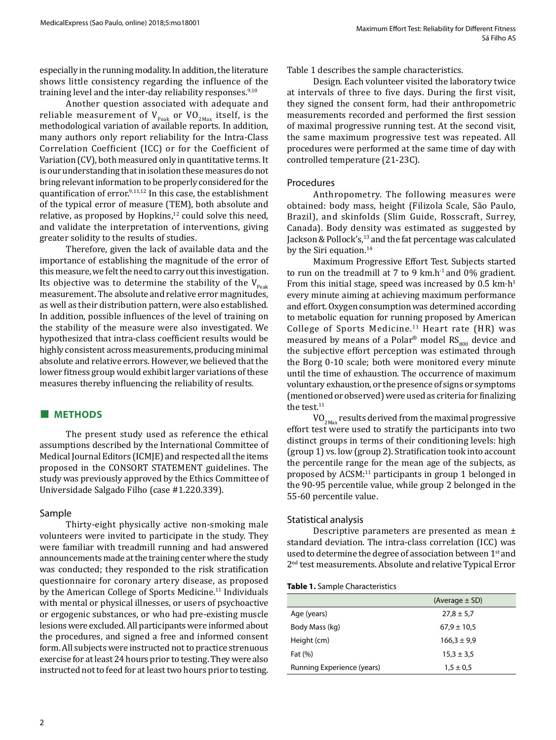especially in the running modality. In addition, the literature shows little consistency regarding the influence of the training level and the inter-day reliability responses.[9,10]

Another question associated with adequate and reliable measurement of $V_{Peak}$ or $VO_{2Max}$ itself, is the methodological variation of available reports. In addition, many authors only report reliability for the Intra-Class Correlation Coefficient (ICC) or for the Coefficient of Variation (CV), both measured only in quantitative terms. It is our understanding that in isolation these measures do not bring relevant information to be properly considered for the quantification of error.[9,11,12] In this case, the establishment of the typical error of measure (TEM), both absolute and relative, as proposed by Hopkins,[12] could solve this need, and validate the interpretation of interventions, giving greater solidity to the results of studies.

Therefore, given the lack of available data and the importance of establishing the magnitude of the error of this measure, we felt the need to carry out this investigation. Its objective was to determine the stability of the $V_{Peak}$ measurement. The absolute and relative error magnitudes, as well as their distribution pattern, were also established. In addition, possible influences of the level of training on the stability of the measure were also investigated. We hypothesized that intra-class coefficient results would be highly consistent across measurements, producing minimal absolute and relative errors. However, we believed that the lower fitness group would exhibit larger variations of these measures thereby influencing the reliability of results.

## METHODS

The present study used as reference the ethical assumptions described by the International Committee of Medical Journal Editors (ICMJE) and respected all the items proposed in the CONSORT STATEMENT guidelines. The study was previously approved by the Ethics Committee of Universidade Salgado Filho (case #1.220.339).

### Sample

Thirty-eight physically active non-smoking male volunteers were invited to participate in the study. They were familiar with treadmill running and had answered announcements made at the training center where the study was conducted; they responded to the risk stratification questionnaire for coronary artery disease, as proposed by the American College of Sports Medicine.[11] Individuals with mental or physical illnesses, or users of psychoactive or ergogenic substances, or who had pre-existing muscle lesions were excluded. All participants were informed about the procedures, and signed a free and informed consent form. All subjects were instructed not to practice strenuous exercise for at least 24 hours prior to testing. They were also instructed not to feed for at least two hours prior to testing. Table 1 describes the sample characteristics.

Design. Each volunteer visited the laboratory twice at intervals of three to five days. During the first visit, they signed the consent form, had their anthropometric measurements recorded and performed the first session of maximal progressive running test. At the second visit, the same maximum progressive test was repeated. All procedures were performed at the same time of day with controlled temperature (21-23C).

### Procedures

Anthropometry. The following measures were obtained: body mass, height (Filizola Scale, São Paulo, Brazil), and skinfolds (Slim Guide, Rosscraft, Surrey, Canada). Body density was estimated as suggested by Jackson & Pollock's,[13] and the fat percentage was calculated by the Siri equation.[14]

Maximum Progressive Effort Test. Subjects started to run on the treadmill at 7 to 9 $km.h^{-1}$ and 0% gradient. From this initial stage, speed was increased by 0.5 $km{\cdot}h^{1}$ every minute aiming at achieving maximum performance and effort. Oxygen consumption was determined according to metabolic equation for running proposed by American College of Sports Medicine.[11] Heart rate (HR) was measured by means of a Polar® model $RS_{800}$ device and the subjective effort perception was estimated through the Borg 0-10 scale; both were monitored every minute until the time of exhaustion. The occurrence of maximum voluntary exhaustion, or the presence of signs or symptoms (mentioned or observed) were used as criteria for finalizing the test.[11]

$VO_{2Max}$ results derived from the maximal progressive effort test were used to stratify the participants into two distinct groups in terms of their conditioning levels: high (group 1) vs. low (group 2). Stratification took into account the percentile range for the mean age of the subjects, as proposed by ACSM:[11] participants in group 1 belonged in the 90-95 percentile value, while group 2 belonged in the 55-60 percentile value.

### Statistical analysis

Descriptive parameters are presented as mean ± standard deviation. The intra-class correlation (ICC) was used to determine the degree of association between 1st and 2nd test measurements. Absolute and relative Typical Error

**Table 1.** Sample Characteristics

| | (Average ± SD) |
|---|---|
| Age (years) | 27,8 ± 5,7 |
| Body Mass (kg) | 67,9 ± 10,5 |
| Height (cm) | 166,3 ± 9,9 |
| Fat (%) | 15,3 ± 3,5 |
| Running Experience (years) | 1,5 ± 0,5 |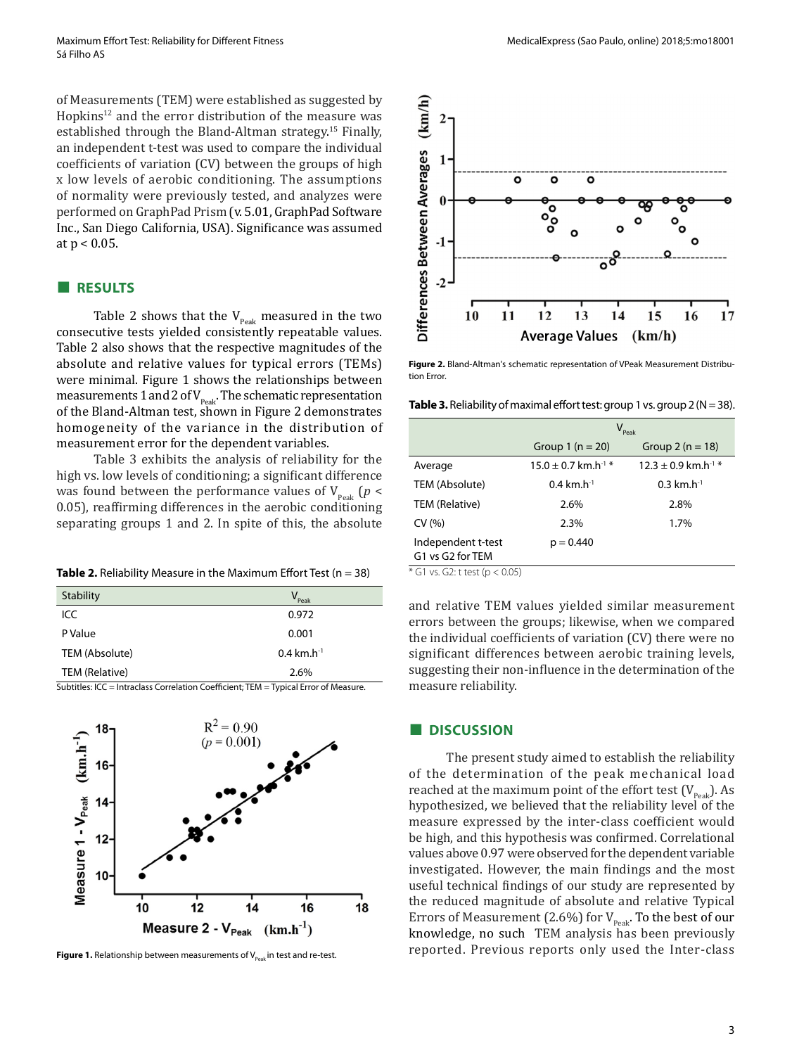of Measurements (TEM) were established as suggested by Hopkins[12] and the error distribution of the measure was established through the Bland-Altman strategy.[15] Finally, an independent t-test was used to compare the individual coefficients of variation (CV) between the groups of high x low levels of aerobic conditioning. The assumptions of normality were previously tested, and analyzes were performed on GraphPad Prism (v. 5.01, GraphPad Software Inc., San Diego California, USA). Significance was assumed at $p < 0.05$.

## RESULTS

Table 2 shows that the $V_{Peak}$ measured in the two consecutive tests yielded consistently repeatable values. Table 2 also shows that the respective magnitudes of the absolute and relative values for typical errors (TEMs) were minimal. Figure 1 shows the relationships between measurements 1 and 2 of $V_{Peak}$. The schematic representation of the Bland-Altman test, shown in Figure 2 demonstrates homogeneity of the variance in the distribution of measurement error for the dependent variables.

Table 3 exhibits the analysis of reliability for the high vs. low levels of conditioning; a significant difference was found between the performance values of $V_{Peak}$ ($p < 0.05$), reaffirming differences in the aerobic conditioning separating groups 1 and 2. In spite of this, the absolute and relative TEM values yielded similar measurement errors between the groups; likewise, when we compared the individual coefficients of variation (CV) there were no significant differences between aerobic training levels, suggesting their non-influence in the determination of the measure reliability.

**Table 2.** Reliability Measure in the Maximum Effort Test (n = 38)

| Stability | $V_{Peak}$ |
|---|---|
| ICC | 0.972 |
| P Value | 0.001 |
| TEM (Absolute) | 0.4 $km.h^{-1}$ |
| TEM (Relative) | 2.6% |

Subtitles: ICC = Intraclass Correlation Coefficient; TEM = Typical Error of Measure.

**Figure 1.** Relationship between measurements of $V_{Peak}$ in test and re-test.

**Figure 2.** Bland-Altman's schematic representation of VPeak Measurement Distribution Error.

**Table 3.** Reliability of maximal effort test: group 1 vs. group 2 (N = 38).

| | $V_{Peak}$ | |
|---|---|---|
| | Group 1 (n = 20) | Group 2 (n = 18) |
| Average | 15.0 ± 0.7 $km.h^{-1}$ * | 12.3 ± 0.9 $km.h^{-1}$ * |
| TEM (Absolute) | 0.4 $km.h^{-1}$ | 0.3 $km.h^{-1}$ |
| TEM (Relative) | 2.6% | 2.8% |
| CV (%) | 2.3% | 1.7% |
| Independent t-test G1 vs G2 for TEM | p = 0.440 | |

* G1 vs. G2: t test ($p < 0.05$)

## DISCUSSION

The present study aimed to establish the reliability of the determination of the peak mechanical load reached at the maximum point of the effort test ($V_{Peak}$). As hypothesized, we believed that the reliability level of the measure expressed by the inter-class coefficient would be high, and this hypothesis was confirmed. Correlational values above 0.97 were observed for the dependent variable investigated. However, the main findings and the most useful technical findings of our study are represented by the reduced magnitude of absolute and relative Typical Errors of Measurement (2.6%) for $V_{Peak}$. To the best of our knowledge, no such TEM analysis has been previously reported. Previous reports only used the Inter-class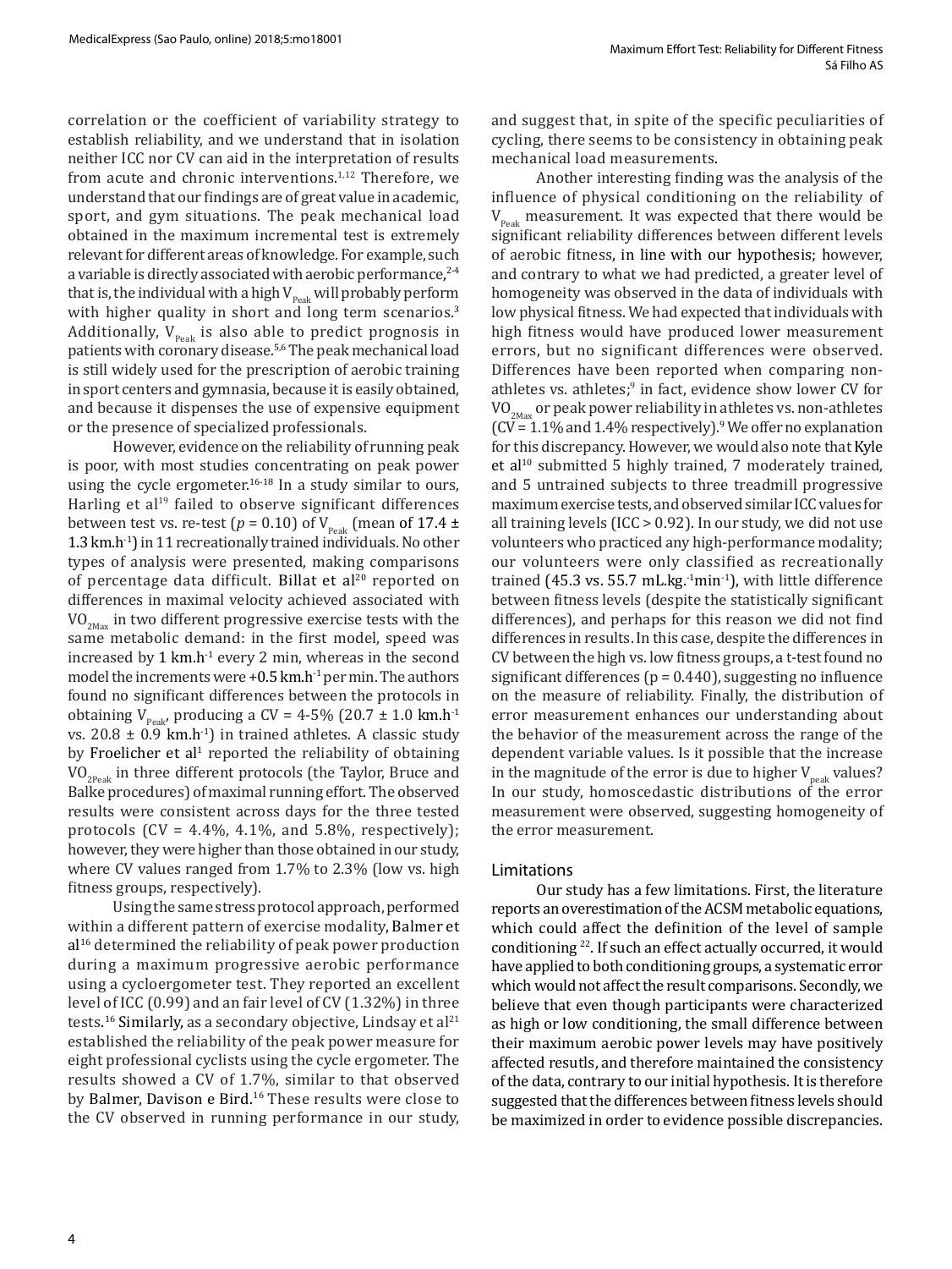correlation or the coefficient of variability strategy to establish reliability, and we understand that in isolation neither ICC nor CV can aid in the interpretation of results from acute and chronic interventions.[1,12] Therefore, we understand that our findings are of great value in academic, sport, and gym situations. The peak mechanical load obtained in the maximum incremental test is extremely relevant for different areas of knowledge. For example, such a variable is directly associated with aerobic performance,[2-4] that is, the individual with a high $V_{Peak}$ will probably perform with higher quality in short and long term scenarios.[3] Additionally, $V_{Peak}$ is also able to predict prognosis in patients with coronary disease.[5,6] The peak mechanical load is still widely used for the prescription of aerobic training in sport centers and gymnasia, because it is easily obtained, and because it dispenses the use of expensive equipment or the presence of specialized professionals.

However, evidence on the reliability of running peak is poor, with most studies concentrating on peak power using the cycle ergometer.[16-18] In a study similar to ours, Harling et al[19] failed to observe significant differences between test vs. re-test ($p = 0.10$) of $V_{Peak}$ (mean of 17.4 ± 1.3 km.h$^{-1}$) in 11 recreationally trained individuals. No other types of analysis were presented, making comparisons of percentage data difficult. Billat et al[20] reported on differences in maximal velocity achieved associated with $VO_{2Max}$ in two different progressive exercise tests with the same metabolic demand: in the first model, speed was increased by 1 km.h$^{-1}$ every 2 min, whereas in the second model the increments were +0.5 km.h$^{-1}$ per min. The authors found no significant differences between the protocols in obtaining $V_{Peak}$, producing a CV = 4-5% (20.7 ± 1.0 km.h$^{-1}$ vs. 20.8 ± 0.9 km.h$^{-1}$) in trained athletes. A classic study by Froelicher et al[1] reported the reliability of obtaining $VO_{2Peak}$ in three different protocols (the Taylor, Bruce and Balke procedures) of maximal running effort. The observed results were consistent across days for the three tested protocols (CV = 4.4%, 4.1%, and 5.8%, respectively); however, they were higher than those obtained in our study, where CV values ranged from 1.7% to 2.3% (low vs. high fitness groups, respectively).

Using the same stress protocol approach, performed within a different pattern of exercise modality, Balmer et al[16] determined the reliability of peak power production during a maximum progressive aerobic performance using a cycloergometer test. They reported an excellent level of ICC (0.99) and an fair level of CV (1.32%) in three tests.[16] Similarly, as a secondary objective, Lindsay et al[21] established the reliability of the peak power measure for eight professional cyclists using the cycle ergometer. The results showed a CV of 1.7%, similar to that observed by Balmer, Davison e Bird.[16] These results were close to the CV observed in running performance in our study, and suggest that, in spite of the specific peculiarities of cycling, there seems to be consistency in obtaining peak mechanical load measurements.

Another interesting finding was the analysis of the influence of physical conditioning on the reliability of $V_{Peak}$ measurement. It was expected that there would be significant reliability differences between different levels of aerobic fitness, in line with our hypothesis; however, and contrary to what we had predicted, a greater level of homogeneity was observed in the data of individuals with low physical fitness. We had expected that individuals with high fitness would have produced lower measurement errors, but no significant differences were observed. Differences have been reported when comparing non-athletes vs. athletes;[9] in fact, evidence show lower CV for $VO_{2Max}$ or peak power reliability in athletes vs. non-athletes (CV = 1.1% and 1.4% respectively).[9] We offer no explanation for this discrepancy. However, we would also note that Kyle et al[10] submitted 5 highly trained, 7 moderately trained, and 5 untrained subjects to three treadmill progressive maximum exercise tests, and observed similar ICC values for all training levels (ICC > 0.92). In our study, we did not use volunteers who practiced any high-performance modality; our volunteers were only classified as recreationally trained (45.3 vs. 55.7 mL.kg.$^{-1}$min$^{-1}$), with little difference between fitness levels (despite the statistically significant differences), and perhaps for this reason we did not find differences in results. In this case, despite the differences in CV between the high vs. low fitness groups, a t-test found no significant differences ($p = 0.440$), suggesting no influence on the measure of reliability. Finally, the distribution of error measurement enhances our understanding about the behavior of the measurement across the range of the dependent variable values. Is it possible that the increase in the magnitude of the error is due to higher $V_{peak}$ values? In our study, homoscedastic distributions of the error measurement were observed, suggesting homogeneity of the error measurement.

## Limitations

Our study has a few limitations. First, the literature reports an overestimation of the ACSM metabolic equations, which could affect the definition of the level of sample conditioning [22]. If such an effect actually occurred, it would have applied to both conditioning groups, a systematic error which would not affect the result comparisons. Secondly, we believe that even though participants were characterized as high or low conditioning, the small difference between their maximum aerobic power levels may have positively affected resutls, and therefore maintained the consistency of the data, contrary to our initial hypothesis. It is therefore suggested that the differences between fitness levels should be maximized in order to evidence possible discrepancies.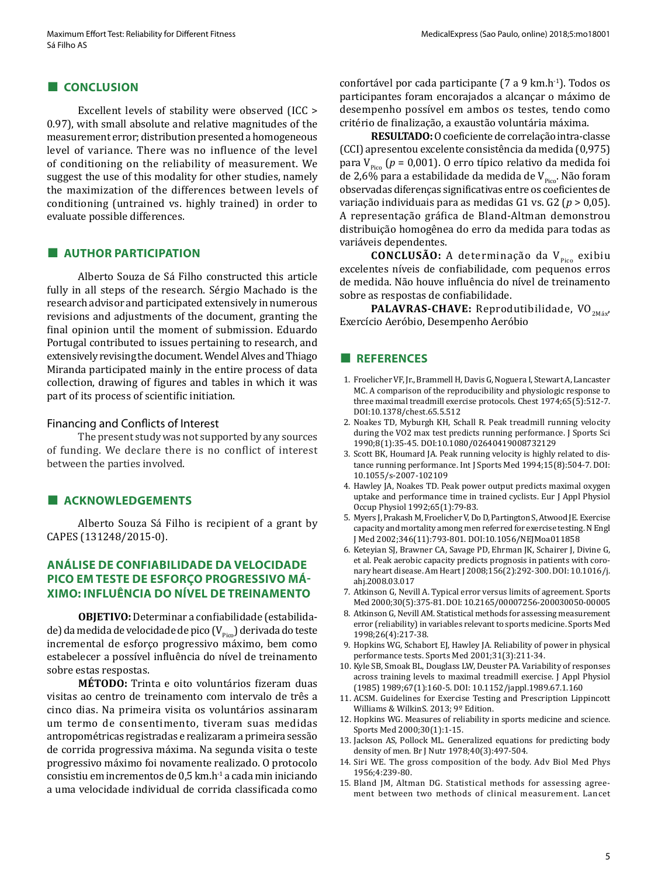## CONCLUSION

Excellent levels of stability were observed (ICC > 0.97), with small absolute and relative magnitudes of the measurement error; distribution presented a homogeneous level of variance. There was no influence of the level of conditioning on the reliability of measurement. We suggest the use of this modality for other studies, namely the maximization of the differences between levels of conditioning (untrained vs. highly trained) in order to evaluate possible differences.

## AUTHOR PARTICIPATION

Alberto Souza de Sá Filho constructed this article fully in all steps of the research. Sérgio Machado is the research advisor and participated extensively in numerous revisions and adjustments of the document, granting the final opinion until the moment of submission. Eduardo Portugal contributed to issues pertaining to research, and extensively revising the document. Wendel Alves and Thiago Miranda participated mainly in the entire process of data collection, drawing of figures and tables in which it was part of its process of scientific initiation.

### Financing and Conflicts of Interest

The present study was not supported by any sources of funding. We declare there is no conflict of interest between the parties involved.

## ACKNOWLEDGEMENTS

Alberto Souza Sá Filho is recipient of a grant by CAPES (131248/2015-0).

## ANÁLISE DE CONFIABILIDADE DA VELOCIDADE PICO EM TESTE DE ESFORÇO PROGRESSIVO MÁXIMO: INFLUÊNCIA DO NÍVEL DE TREINAMENTO

**OBJETIVO:** Determinar a confiabilidade (estabilidade) da medida de velocidade de pico ($V_{Pico}$) derivada do teste incremental de esforço progressivo máximo, bem como estabelecer a possível influência do nível de treinamento sobre estas respostas.

**MÉTODO:** Trinta e oito voluntários fizeram duas visitas ao centro de treinamento com intervalo de três a cinco dias. Na primeira visita os voluntários assinaram um termo de consentimento, tiveram suas medidas antropométricas registradas e realizaram a primeira sessão de corrida progressiva máxima. Na segunda visita o teste progressivo máximo foi novamente realizado. O protocolo consistiu em incrementos de 0,5 $km.h^{-1}$ a cada min iniciando a uma velocidade individual de corrida classificada como confortável por cada participante (7 a 9 $km.h^{-1}$). Todos os participantes foram encorajados a alcançar o máximo de desempenho possível em ambos os testes, tendo como critério de finalização, a exaustão voluntária máxima.

**RESULTADO:** O coeficiente de correlação intra-classe (CCI) apresentou excelente consistência da medida (0,975) para $V_{Pico}$ ($p$ = 0,001). O erro típico relativo da medida foi de 2,6% para a estabilidade da medida de $V_{Pico}$. Não foram observadas diferenças significativas entre os coeficientes de variação individuais para as medidas G1 vs. G2 ($p$ > 0,05). A representação gráfica de Bland-Altman demonstrou distribuição homogênea do erro da medida para todas as variáveis dependentes.

**CONCLUSÃO:** A determinação da $V_{Pico}$ exibiu excelentes níveis de confiabilidade, com pequenos erros de medida. Não houve influência do nível de treinamento sobre as respostas de confiabilidade.

**PALAVRAS-CHAVE:** Reprodutibilidade, $VO_{2Máx}$, Exercício Aeróbio, Desempenho Aeróbio

## REFERENCES

1. Froelicher VF, Jr., Brammell H, Davis G, Noguera I, Stewart A, Lancaster MC. A comparison of the reproducibility and physiologic response to three maximal treadmill exercise protocols. Chest 1974;65(5):512-7. DOI:10.1378/chest.65.5.512
2. Noakes TD, Myburgh KH, Schall R. Peak treadmill running velocity during the VO2 max test predicts running performance. J Sports Sci 1990;8(1):35-45. DOI:10.1080/02640419008732129
3. Scott BK, Houmard JA. Peak running velocity is highly related to distance running performance. Int J Sports Med 1994;15(8):504-7. DOI: 10.1055/s-2007-102109
4. Hawley JA, Noakes TD. Peak power output predicts maximal oxygen uptake and performance time in trained cyclists. Eur J Appl Physiol Occup Physiol 1992;65(1):79-83.
5. Myers J, Prakash M, Froelicher V, Do D, Partington S, Atwood JE. Exercise capacity and mortality among men referred for exercise testing. N Engl J Med 2002;346(11):793-801. DOI:10.1056/NEJMoa011858
6. Keteyian SJ, Brawner CA, Savage PD, Ehrman JK, Schairer J, Divine G, et al. Peak aerobic capacity predicts prognosis in patients with coronary heart disease. Am Heart J 2008;156(2):292-300. DOI: 10.1016/j.ahj.2008.03.017
7. Atkinson G, Nevill A. Typical error versus limits of agreement. Sports Med 2000;30(5):375-81. DOI: 10.2165/00007256-200030050-00005
8. Atkinson G, Nevill AM. Statistical methods for assessing measurement error (reliability) in variables relevant to sports medicine. Sports Med 1998;26(4):217-38.
9. Hopkins WG, Schabort EJ, Hawley JA. Reliability of power in physical performance tests. Sports Med 2001;31(3):211-34.
10. Kyle SB, Smoak BL, Douglass LW, Deuster PA. Variability of responses across training levels to maximal treadmill exercise. J Appl Physiol (1985) 1989;67(1):160-5. DOI: 10.1152/jappl.1989.67.1.160
11. ACSM. Guidelines for Exercise Testing and Prescription Lippincott Williams & WilkinS. 2013; 9º Edition.
12. Hopkins WG. Measures of reliability in sports medicine and science. Sports Med 2000;30(1):1-15.
13. Jackson AS, Pollock ML. Generalized equations for predicting body density of men. Br J Nutr 1978;40(3):497-504.
14. Siri WE. The gross composition of the body. Adv Biol Med Phys 1956;4:239-80.
15. Bland JM, Altman DG. Statistical methods for assessing agreement between two methods of clinical measurement. Lancet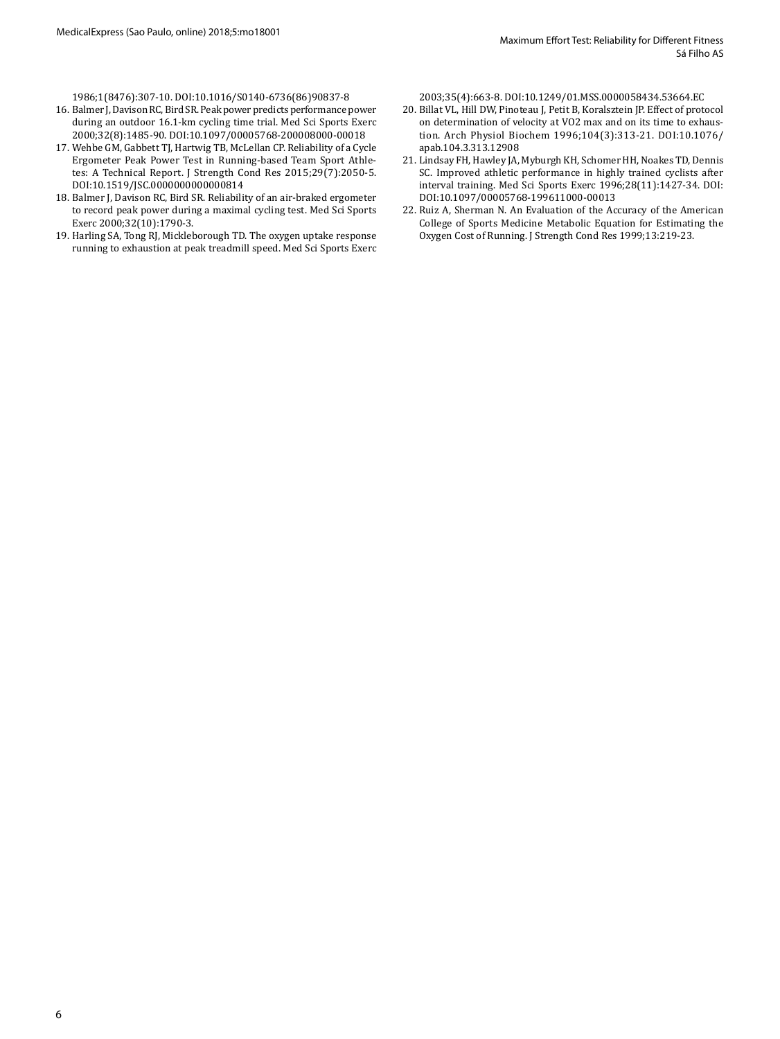1986;1(8476):307-10. DOI:10.1016/S0140-6736(86)90837-8

16. Balmer J, Davison RC, Bird SR. Peak power predicts performance power during an outdoor 16.1-km cycling time trial. Med Sci Sports Exerc 2000;32(8):1485-90. DOI:10.1097/00005768-200008000-00018
17. Wehbe GM, Gabbett TJ, Hartwig TB, McLellan CP. Reliability of a Cycle Ergometer Peak Power Test in Running-based Team Sport Athletes: A Technical Report. J Strength Cond Res 2015;29(7):2050-5. DOI:10.1519/JSC.0000000000000814
18. Balmer J, Davison RC, Bird SR. Reliability of an air-braked ergometer to record peak power during a maximal cycling test. Med Sci Sports Exerc 2000;32(10):1790-3.
19. Harling SA, Tong RJ, Mickleborough TD. The oxygen uptake response running to exhaustion at peak treadmill speed. Med Sci Sports Exerc 2003;35(4):663-8. DOI:10.1249/01.MSS.0000058434.53664.EC
20. Billat VL, Hill DW, Pinoteau J, Petit B, Koralsztein JP. Effect of protocol on determination of velocity at VO2 max and on its time to exhaustion. Arch Physiol Biochem 1996;104(3):313-21. DOI:10.1076/apab.104.3.313.12908
21. Lindsay FH, Hawley JA, Myburgh KH, Schomer HH, Noakes TD, Dennis SC. Improved athletic performance in highly trained cyclists after interval training. Med Sci Sports Exerc 1996;28(11):1427-34. DOI: DOI:10.1097/00005768-199611000-00013
22. Ruiz A, Sherman N. An Evaluation of the Accuracy of the American College of Sports Medicine Metabolic Equation for Estimating the Oxygen Cost of Running. J Strength Cond Res 1999;13:219-23.